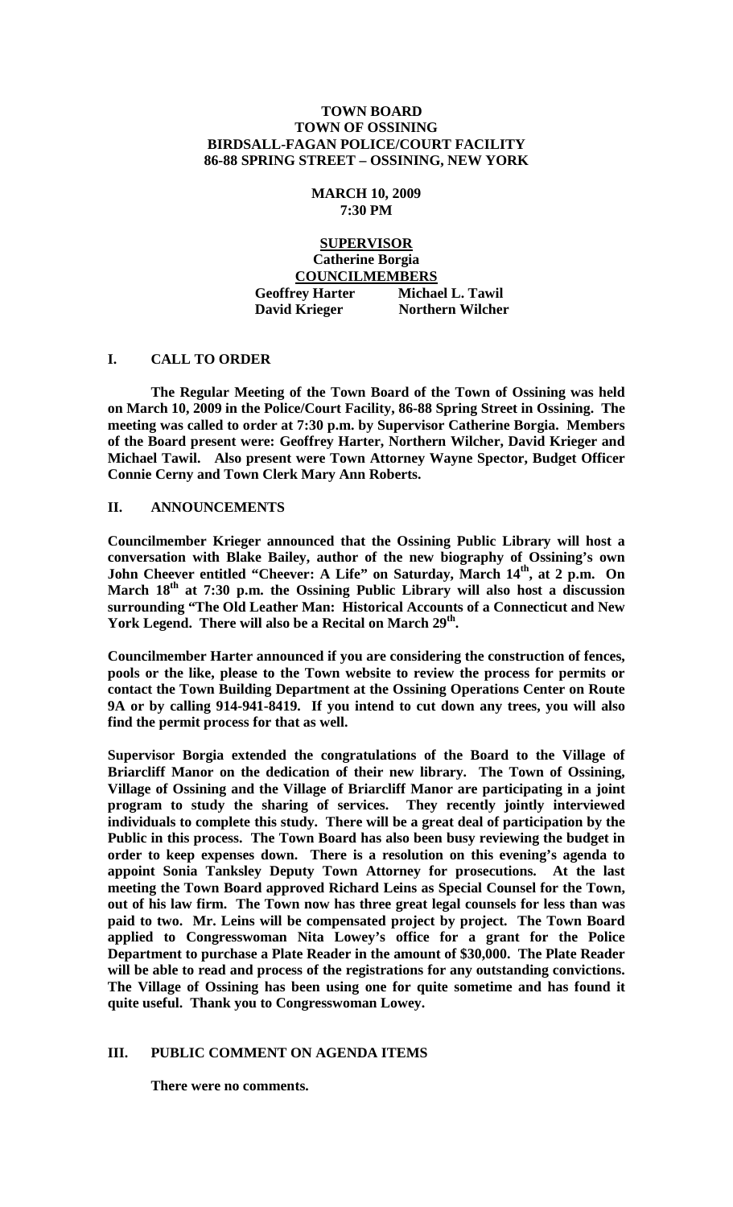# TOWN BOARD
# TOWN OF OSSINING
# BIRDSALL-FAGAN POLICE/COURT FACILITY
# 86-88 SPRING STREET – OSSINING, NEW YORK

**MARCH 10, 2009**
**7:30 PM**

**SUPERVISOR**
**Catherine Borgia**
**COUNCILMEMBERS**

| | |
|---|---|
| **Geoffrey Harter** | **Michael L. Tawil** |
| **David Krieger** | **Northern Wilcher** |

## I. CALL TO ORDER

**The Regular Meeting of the Town Board of the Town of Ossining was held on March 10, 2009 in the Police/Court Facility, 86-88 Spring Street in Ossining. The meeting was called to order at 7:30 p.m. by Supervisor Catherine Borgia. Members of the Board present were: Geoffrey Harter, Northern Wilcher, David Krieger and Michael Tawil. Also present were Town Attorney Wayne Spector, Budget Officer Connie Cerny and Town Clerk Mary Ann Roberts.**

## II. ANNOUNCEMENTS

**Councilmember Krieger announced that the Ossining Public Library will host a conversation with Blake Bailey, author of the new biography of Ossining's own John Cheever entitled "Cheever: A Life" on Saturday, March 14th, at 2 p.m. On March 18th at 7:30 p.m. the Ossining Public Library will also host a discussion surrounding "The Old Leather Man: Historical Accounts of a Connecticut and New York Legend. There will also be a Recital on March 29th.**

**Councilmember Harter announced if you are considering the construction of fences, pools or the like, please to the Town website to review the process for permits or contact the Town Building Department at the Ossining Operations Center on Route 9A or by calling 914-941-8419. If you intend to cut down any trees, you will also find the permit process for that as well.**

**Supervisor Borgia extended the congratulations of the Board to the Village of Briarcliff Manor on the dedication of their new library. The Town of Ossining, Village of Ossining and the Village of Briarcliff Manor are participating in a joint program to study the sharing of services. They recently jointly interviewed individuals to complete this study. There will be a great deal of participation by the Public in this process. The Town Board has also been busy reviewing the budget in order to keep expenses down. There is a resolution on this evening's agenda to appoint Sonia Tanksley Deputy Town Attorney for prosecutions. At the last meeting the Town Board approved Richard Leins as Special Counsel for the Town, out of his law firm. The Town now has three great legal counsels for less than was paid to two. Mr. Leins will be compensated project by project. The Town Board applied to Congresswoman Nita Lowey's office for a grant for the Police Department to purchase a Plate Reader in the amount of $30,000. The Plate Reader will be able to read and process of the registrations for any outstanding convictions. The Village of Ossining has been using one for quite sometime and has found it quite useful. Thank you to Congresswoman Lowey.**

## III. PUBLIC COMMENT ON AGENDA ITEMS

**There were no comments.**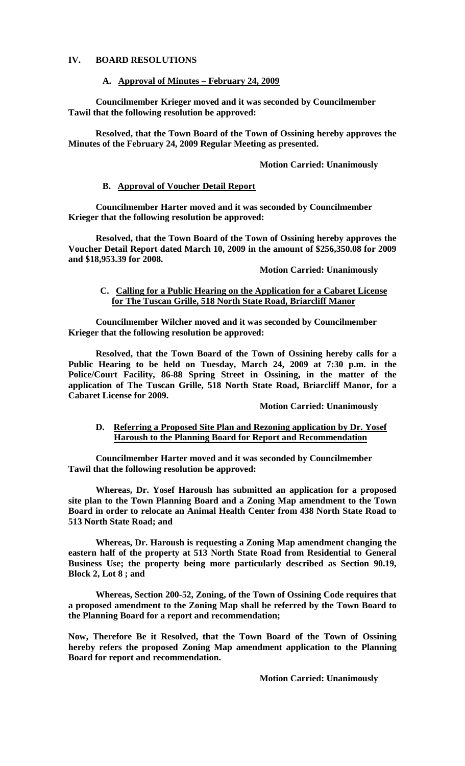## IV. BOARD RESOLUTIONS

### A. Approval of Minutes – February 24, 2009

**Councilmember Krieger moved and it was seconded by Councilmember Tawil that the following resolution be approved:**

**Resolved, that the Town Board of the Town of Ossining hereby approves the Minutes of the February 24, 2009 Regular Meeting as presented.**

**Motion Carried: Unanimously**

### B. Approval of Voucher Detail Report

**Councilmember Harter moved and it was seconded by Councilmember Krieger that the following resolution be approved:**

**Resolved, that the Town Board of the Town of Ossining hereby approves the Voucher Detail Report dated March 10, 2009 in the amount of $256,350.08 for 2009 and $18,953.39 for 2008.**

**Motion Carried: Unanimously**

### C. Calling for a Public Hearing on the Application for a Cabaret License for The Tuscan Grille, 518 North State Road, Briarcliff Manor

**Councilmember Wilcher moved and it was seconded by Councilmember Krieger that the following resolution be approved:**

**Resolved, that the Town Board of the Town of Ossining hereby calls for a Public Hearing to be held on Tuesday, March 24, 2009 at 7:30 p.m. in the Police/Court Facility, 86-88 Spring Street in Ossining, in the matter of the application of The Tuscan Grille, 518 North State Road, Briarcliff Manor, for a Cabaret License for 2009.**

**Motion Carried: Unanimously**

### D. Referring a Proposed Site Plan and Rezoning application by Dr. Yosef Haroush to the Planning Board for Report and Recommendation

**Councilmember Harter moved and it was seconded by Councilmember Tawil that the following resolution be approved:**

**Whereas, Dr. Yosef Haroush has submitted an application for a proposed site plan to the Town Planning Board and a Zoning Map amendment to the Town Board in order to relocate an Animal Health Center from 438 North State Road to 513 North State Road; and**

**Whereas, Dr. Haroush is requesting a Zoning Map amendment changing the eastern half of the property at 513 North State Road from Residential to General Business Use; the property being more particularly described as Section 90.19, Block 2, Lot 8 ; and**

**Whereas, Section 200-52, Zoning, of the Town of Ossining Code requires that a proposed amendment to the Zoning Map shall be referred by the Town Board to the Planning Board for a report and recommendation;**

**Now, Therefore Be it Resolved, that the Town Board of the Town of Ossining hereby refers the proposed Zoning Map amendment application to the Planning Board for report and recommendation.**

**Motion Carried: Unanimously**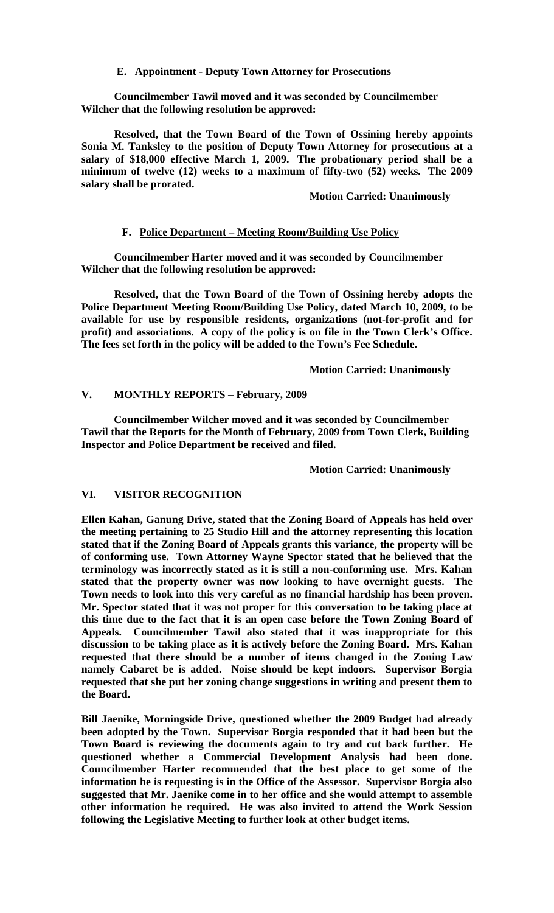### E. Appointment - Deputy Town Attorney for Prosecutions

**Councilmember Tawil moved and it was seconded by Councilmember Wilcher that the following resolution be approved:**

**Resolved, that the Town Board of the Town of Ossining hereby appoints Sonia M. Tanksley to the position of Deputy Town Attorney for prosecutions at a salary of $18,000 effective March 1, 2009. The probationary period shall be a minimum of twelve (12) weeks to a maximum of fifty-two (52) weeks. The 2009 salary shall be prorated.**

**Motion Carried: Unanimously**

### F. Police Department – Meeting Room/Building Use Policy

**Councilmember Harter moved and it was seconded by Councilmember Wilcher that the following resolution be approved:**

**Resolved, that the Town Board of the Town of Ossining hereby adopts the Police Department Meeting Room/Building Use Policy, dated March 10, 2009, to be available for use by responsible residents, organizations (not-for-profit and for profit) and associations. A copy of the policy is on file in the Town Clerk's Office. The fees set forth in the policy will be added to the Town's Fee Schedule.**

**Motion Carried: Unanimously**

## V. MONTHLY REPORTS – February, 2009

**Councilmember Wilcher moved and it was seconded by Councilmember Tawil that the Reports for the Month of February, 2009 from Town Clerk, Building Inspector and Police Department be received and filed.**

**Motion Carried: Unanimously**

## VI. VISITOR RECOGNITION

**Ellen Kahan, Ganung Drive, stated that the Zoning Board of Appeals has held over the meeting pertaining to 25 Studio Hill and the attorney representing this location stated that if the Zoning Board of Appeals grants this variance, the property will be of conforming use. Town Attorney Wayne Spector stated that he believed that the terminology was incorrectly stated as it is still a non-conforming use. Mrs. Kahan stated that the property owner was now looking to have overnight guests. The Town needs to look into this very careful as no financial hardship has been proven. Mr. Spector stated that it was not proper for this conversation to be taking place at this time due to the fact that it is an open case before the Town Zoning Board of Appeals. Councilmember Tawil also stated that it was inappropriate for this discussion to be taking place as it is actively before the Zoning Board. Mrs. Kahan requested that there should be a number of items changed in the Zoning Law namely Cabaret be is added. Noise should be kept indoors. Supervisor Borgia requested that she put her zoning change suggestions in writing and present them to the Board.**

**Bill Jaenike, Morningside Drive, questioned whether the 2009 Budget had already been adopted by the Town. Supervisor Borgia responded that it had been but the Town Board is reviewing the documents again to try and cut back further. He questioned whether a Commercial Development Analysis had been done. Councilmember Harter recommended that the best place to get some of the information he is requesting is in the Office of the Assessor. Supervisor Borgia also suggested that Mr. Jaenike come in to her office and she would attempt to assemble other information he required. He was also invited to attend the Work Session following the Legislative Meeting to further look at other budget items.**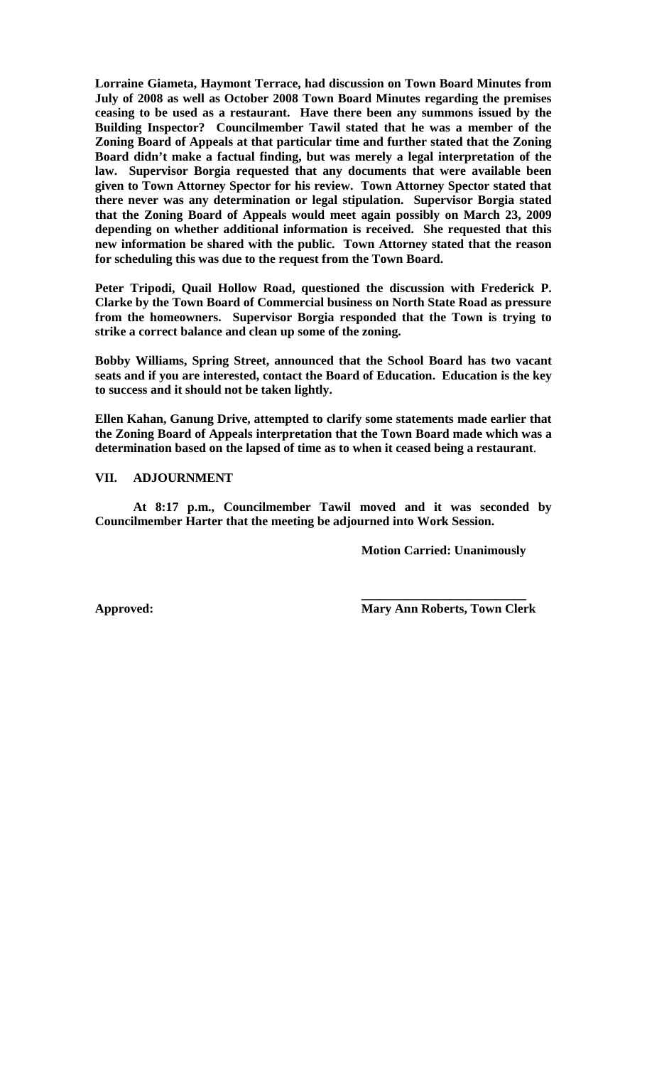**Lorraine Giameta, Haymont Terrace, had discussion on Town Board Minutes from July of 2008 as well as October 2008 Town Board Minutes regarding the premises ceasing to be used as a restaurant. Have there been any summons issued by the Building Inspector? Councilmember Tawil stated that he was a member of the Zoning Board of Appeals at that particular time and further stated that the Zoning Board didn't make a factual finding, but was merely a legal interpretation of the law. Supervisor Borgia requested that any documents that were available been given to Town Attorney Spector for his review. Town Attorney Spector stated that there never was any determination or legal stipulation. Supervisor Borgia stated that the Zoning Board of Appeals would meet again possibly on March 23, 2009 depending on whether additional information is received. She requested that this new information be shared with the public. Town Attorney stated that the reason for scheduling this was due to the request from the Town Board.**

**Peter Tripodi, Quail Hollow Road, questioned the discussion with Frederick P. Clarke by the Town Board of Commercial business on North State Road as pressure from the homeowners. Supervisor Borgia responded that the Town is trying to strike a correct balance and clean up some of the zoning.**

**Bobby Williams, Spring Street, announced that the School Board has two vacant seats and if you are interested, contact the Board of Education. Education is the key to success and it should not be taken lightly.**

**Ellen Kahan, Ganung Drive, attempted to clarify some statements made earlier that the Zoning Board of Appeals interpretation that the Town Board made which was a determination based on the lapsed of time as to when it ceased being a restaurant.**

## VII. ADJOURNMENT

**At 8:17 p.m., Councilmember Tawil moved and it was seconded by Councilmember Harter that the meeting be adjourned into Work Session.**

**Motion Carried: Unanimously**

**Approved:** __________________________ **Mary Ann Roberts, Town Clerk**